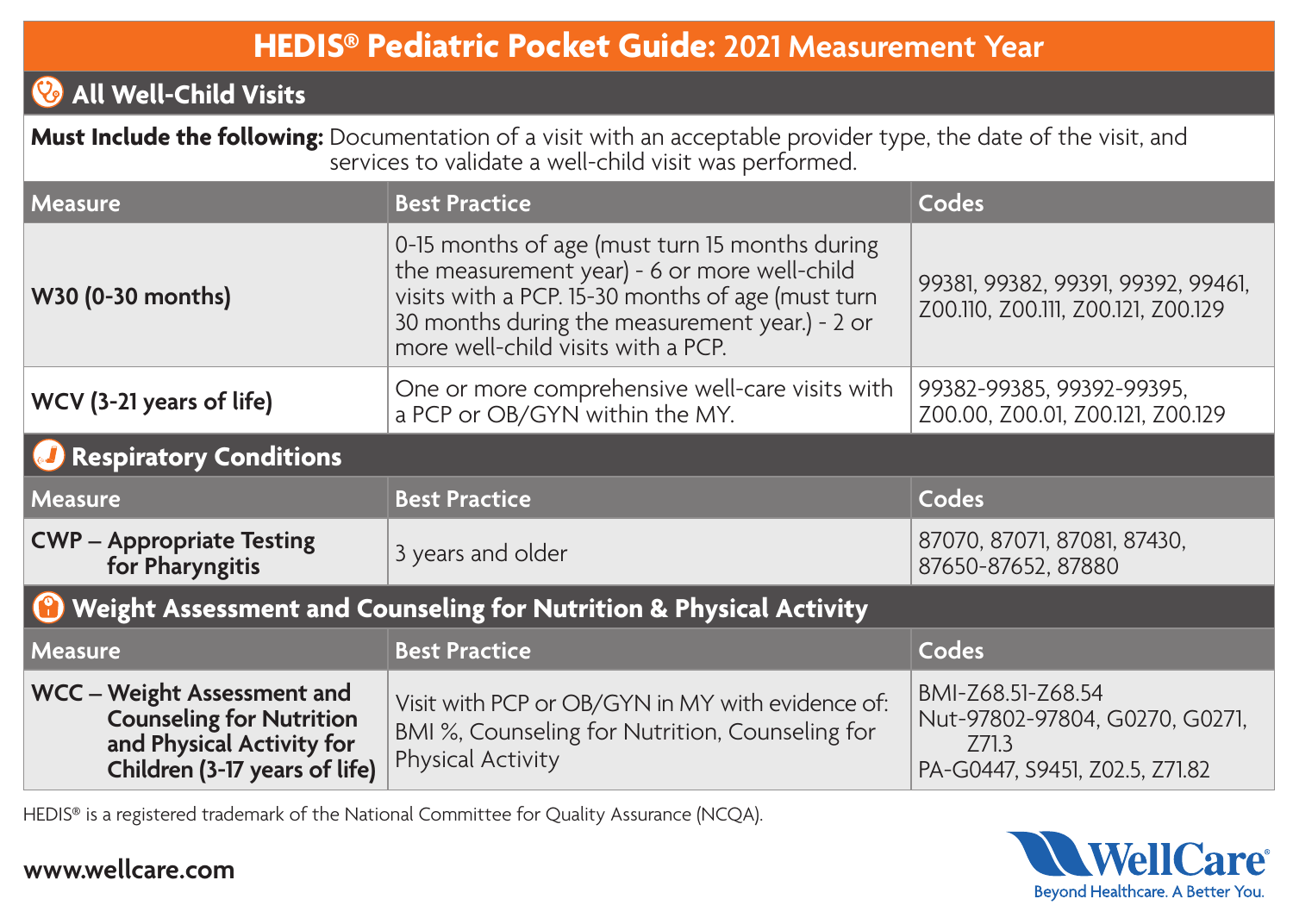# HEDIS® Pediatric Pocket Guide: 2021 Measurement Year

## All Well-Child Visits

**Must Include the following:** Documentation of a visit with an acceptable provider type, the date of the visit, and services to validate a well-child visit was performed.

| Measure | Best Practice | Codes |
|---|---|---|
| **W30 (0-30 months)** | 0-15 months of age (must turn 15 months during the measurement year) - 6 or more well-child visits with a PCP. 15-30 months of age (must turn 30 months during the measurement year.) - 2 or more well-child visits with a PCP. | 99381, 99382, 99391, 99392, 99461, Z00.110, Z00.111, Z00.121, Z00.129 |
| **WCV (3-21 years of life)** | One or more comprehensive well-care visits with a PCP or OB/GYN within the MY. | 99382-99385, 99392-99395, Z00.00, Z00.01, Z00.121, Z00.129 |

## Respiratory Conditions

| Measure | Best Practice | Codes |
|---|---|---|
| **CWP – Appropriate Testing for Pharyngitis** | 3 years and older | 87070, 87071, 87081, 87430, 87650-87652, 87880 |

## Weight Assessment and Counseling for Nutrition & Physical Activity

| Measure | Best Practice | Codes |
|---|---|---|
| **WCC – Weight Assessment and Counseling for Nutrition and Physical Activity for Children (3-17 years of life)** | Visit with PCP or OB/GYN in MY with evidence of: BMI %, Counseling for Nutrition, Counseling for Physical Activity | BMI-Z68.51-Z68.54<br>Nut-97802-97804, G0270, G0271, Z71.3<br>PA-G0447, S9451, Z02.5, Z71.82 |

HEDIS® is a registered trademark of the National Committee for Quality Assurance (NCQA).

**www.wellcare.com**

WellCare® Beyond Healthcare. A Better You.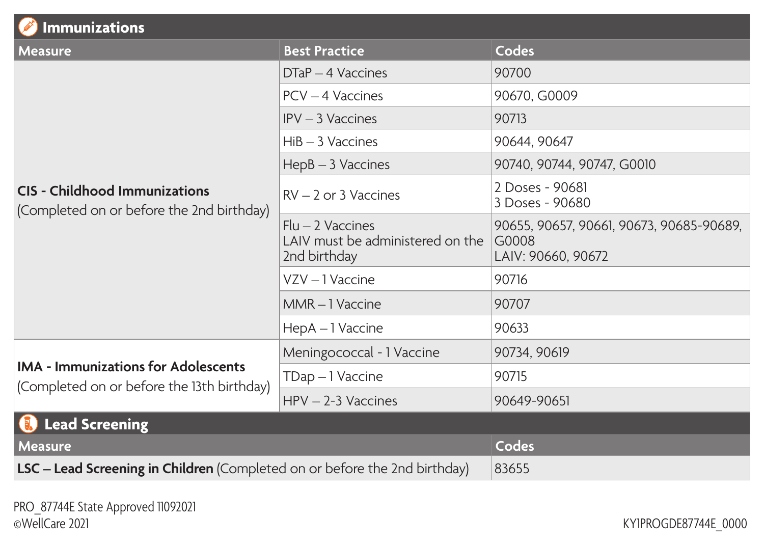## Immunizations

| Measure | Best Practice | Codes |
|---|---|---|
| **CIS - Childhood Immunizations** (Completed on or before the 2nd birthday) | DTaP – 4 Vaccines | 90700 |
| | PCV – 4 Vaccines | 90670, G0009 |
| | IPV – 3 Vaccines | 90713 |
| | HiB – 3 Vaccines | 90644, 90647 |
| | HepB – 3 Vaccines | 90740, 90744, 90747, G0010 |
| | RV – 2 or 3 Vaccines | 2 Doses - 90681<br>3 Doses - 90680 |
| | Flu – 2 Vaccines<br>LAIV must be administered on the 2nd birthday | 90655, 90657, 90661, 90673, 90685-90689, G0008<br>LAIV: 90660, 90672 |
| | VZV – 1 Vaccine | 90716 |
| | MMR – 1 Vaccine | 90707 |
| | HepA – 1 Vaccine | 90633 |
| **IMA - Immunizations for Adolescents** (Completed on or before the 13th birthday) | Meningococcal - 1 Vaccine | 90734, 90619 |
| | TDap – 1 Vaccine | 90715 |
| | HPV – 2-3 Vaccines | 90649-90651 |

## Lead Screening

| Measure | Codes |
|---|---|
| **LSC – Lead Screening in Children** (Completed on or before the 2nd birthday) | 83655 |

PRO_87744E State Approved 11092021
©WellCare 2021

KY1PROGDE87744E_0000